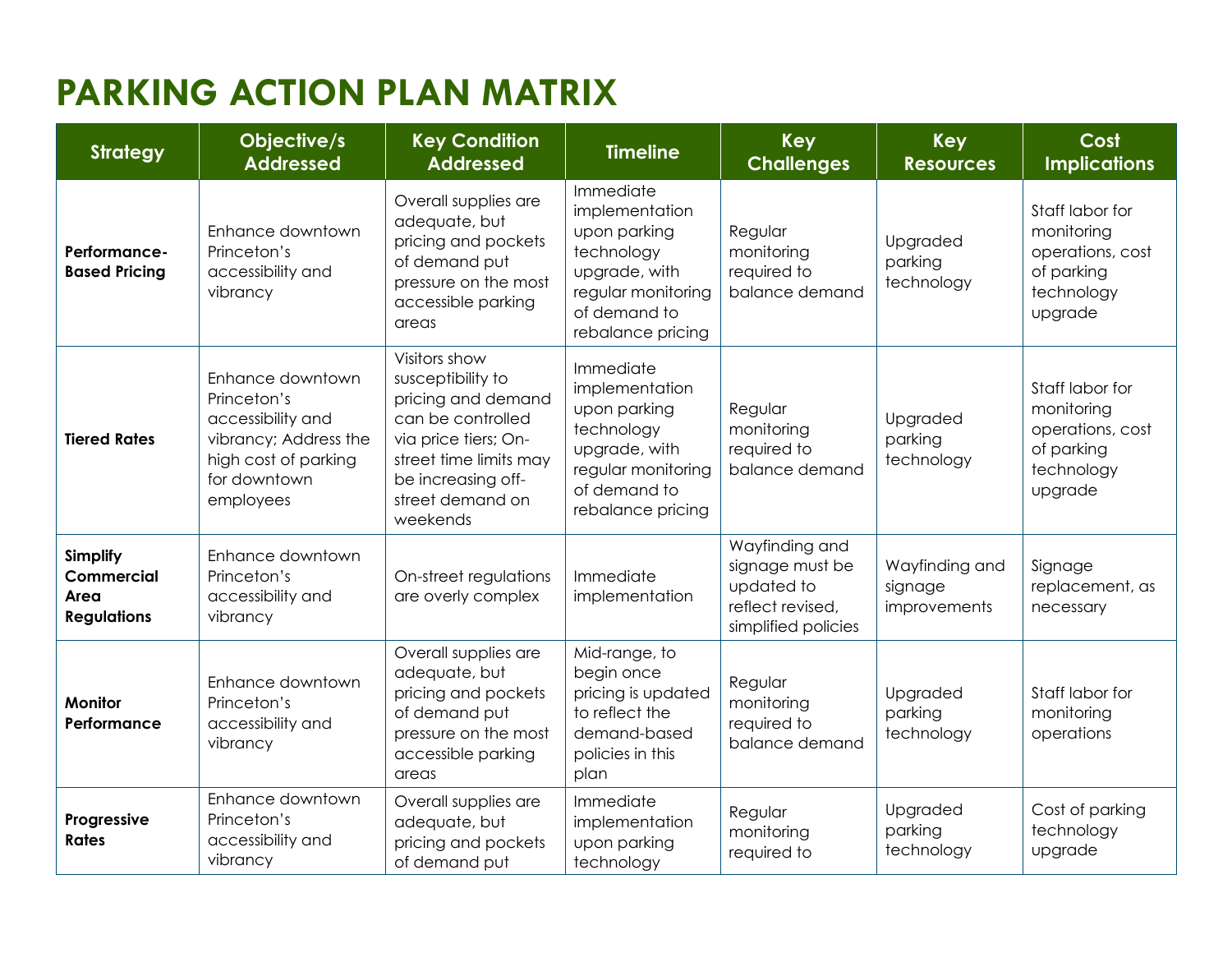# PARKING ACTION PLAN MATRIX

| Strategy | Objective/s Addressed | Key Condition Addressed | Timeline | Key Challenges | Key Resources | Cost Implications |
|---|---|---|---|---|---|---|
| **Performance-Based Pricing** | Enhance downtown Princeton's accessibility and vibrancy | Overall supplies are adequate, but pricing and pockets of demand put pressure on the most accessible parking areas | Immediate implementation upon parking technology upgrade, with regular monitoring of demand to rebalance pricing | Regular monitoring required to balance demand | Upgraded parking technology | Staff labor for monitoring operations, cost of parking technology upgrade |
| **Tiered Rates** | Enhance downtown Princeton's accessibility and vibrancy; Address the high cost of parking for downtown employees | Visitors show susceptibility to pricing and demand can be controlled via price tiers; On-street time limits may be increasing off-street demand on weekends | Immediate implementation upon parking technology upgrade, with regular monitoring of demand to rebalance pricing | Regular monitoring required to balance demand | Upgraded parking technology | Staff labor for monitoring operations, cost of parking technology upgrade |
| **Simplify Commercial Area Regulations** | Enhance downtown Princeton's accessibility and vibrancy | On-street regulations are overly complex | Immediate implementation | Wayfinding and signage must be updated to reflect revised, simplified policies | Wayfinding and signage improvements | Signage replacement, as necessary |
| **Monitor Performance** | Enhance downtown Princeton's accessibility and vibrancy | Overall supplies are adequate, but pricing and pockets of demand put pressure on the most accessible parking areas | Mid-range, to begin once pricing is updated to reflect the demand-based policies in this plan | Regular monitoring required to balance demand | Upgraded parking technology | Staff labor for monitoring operations |
| **Progressive Rates** | Enhance downtown Princeton's accessibility and vibrancy | Overall supplies are adequate, but pricing and pockets of demand put | Immediate implementation upon parking technology | Regular monitoring required to | Upgraded parking technology | Cost of parking technology upgrade |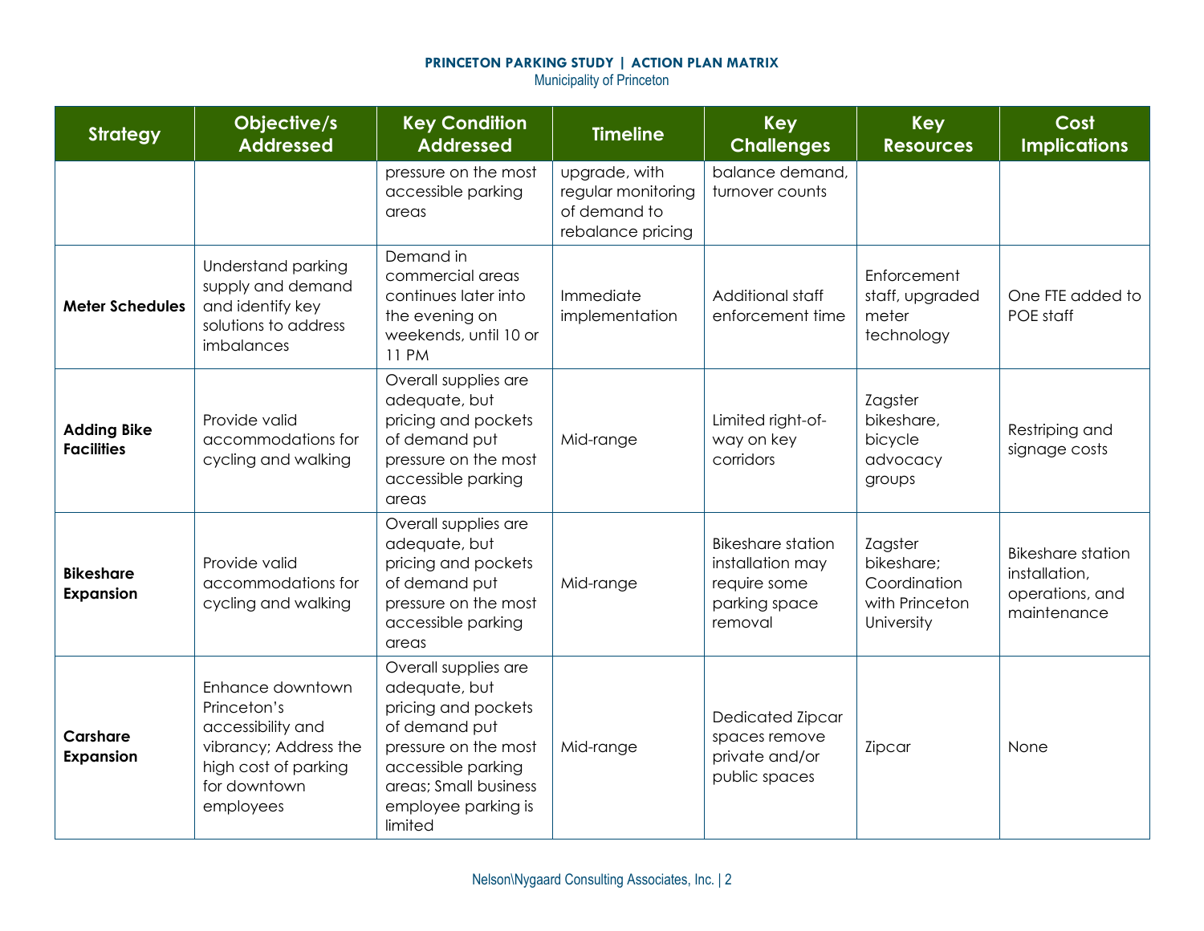**PRINCETON PARKING STUDY | ACTION PLAN MATRIX**
Municipality of Princeton

| Strategy | Objective/s Addressed | Key Condition Addressed | Timeline | Key Challenges | Key Resources | Cost Implications |
|---|---|---|---|---|---|---|
| | | pressure on the most accessible parking areas | upgrade, with regular monitoring of demand to rebalance pricing | balance demand, turnover counts | | |
| **Meter Schedules** | Understand parking supply and demand and identify key solutions to address imbalances | Demand in commercial areas continues later into the evening on weekends, until 10 or 11 PM | Immediate implementation | Additional staff enforcement time | Enforcement staff, upgraded meter technology | One FTE added to POE staff |
| **Adding Bike Facilities** | Provide valid accommodations for cycling and walking | Overall supplies are adequate, but pricing and pockets of demand put pressure on the most accessible parking areas | Mid-range | Limited right-of-way on key corridors | Zagster bikeshare, bicycle advocacy groups | Restriping and signage costs |
| **Bikeshare Expansion** | Provide valid accommodations for cycling and walking | Overall supplies are adequate, but pricing and pockets of demand put pressure on the most accessible parking areas | Mid-range | Bikeshare station installation may require some parking space removal | Zagster bikeshare; Coordination with Princeton University | Bikeshare station installation, operations, and maintenance |
| **Carshare Expansion** | Enhance downtown Princeton's accessibility and vibrancy; Address the high cost of parking for downtown employees | Overall supplies are adequate, but pricing and pockets of demand put pressure on the most accessible parking areas; Small business employee parking is limited | Mid-range | Dedicated Zipcar spaces remove private and/or public spaces | Zipcar | None |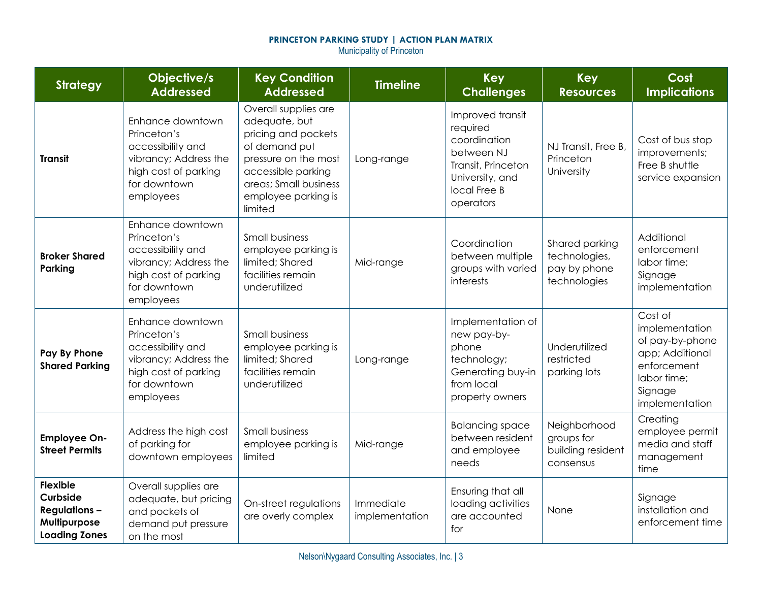**PRINCETON PARKING STUDY | ACTION PLAN MATRIX**
Municipality of Princeton

| Strategy | Objective/s Addressed | Key Condition Addressed | Timeline | Key Challenges | Key Resources | Cost Implications |
|---|---|---|---|---|---|---|
| **Transit** | Enhance downtown Princeton's accessibility and vibrancy; Address the high cost of parking for downtown employees | Overall supplies are adequate, but pricing and pockets of demand put pressure on the most accessible parking areas; Small business employee parking is limited | Long-range | Improved transit required coordination between NJ Transit, Princeton University, and local Free B operators | NJ Transit, Free B, Princeton University | Cost of bus stop improvements; Free B shuttle service expansion |
| **Broker Shared Parking** | Enhance downtown Princeton's accessibility and vibrancy; Address the high cost of parking for downtown employees | Small business employee parking is limited; Shared facilities remain underutilized | Mid-range | Coordination between multiple groups with varied interests | Shared parking technologies, pay by phone technologies | Additional enforcement labor time; Signage implementation |
| **Pay By Phone Shared Parking** | Enhance downtown Princeton's accessibility and vibrancy; Address the high cost of parking for downtown employees | Small business employee parking is limited; Shared facilities remain underutilized | Long-range | Implementation of new pay-by-phone technology; Generating buy-in from local property owners | Underutilized restricted parking lots | Cost of implementation of pay-by-phone app; Additional enforcement labor time; Signage implementation |
| **Employee On-Street Permits** | Address the high cost of parking for downtown employees | Small business employee parking is limited | Mid-range | Balancing space between resident and employee needs | Neighborhood groups for building resident consensus | Creating employee permit media and staff management time |
| **Flexible Curbside Regulations – Multipurpose Loading Zones** | Overall supplies are adequate, but pricing and pockets of demand put pressure on the most | On-street regulations are overly complex | Immediate implementation | Ensuring that all loading activities are accounted for | None | Signage installation and enforcement time |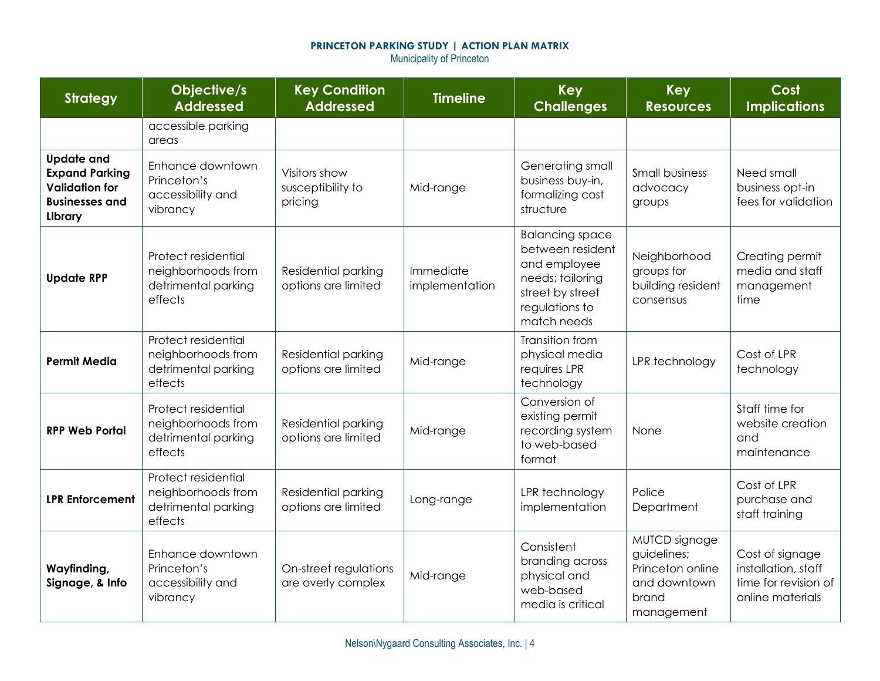**PRINCETON PARKING STUDY | ACTION PLAN MATRIX**
Municipality of Princeton

| Strategy | Objective/s Addressed | Key Condition Addressed | Timeline | Key Challenges | Key Resources | Cost Implications |
|---|---|---|---|---|---|---|
| | accessible parking areas | | | | | |
| **Update and Expand Parking Validation for Businesses and Library** | Enhance downtown Princeton's accessibility and vibrancy | Visitors show susceptibility to pricing | Mid-range | Generating small business buy-in, formalizing cost structure | Small business advocacy groups | Need small business opt-in fees for validation |
| **Update RPP** | Protect residential neighborhoods from detrimental parking effects | Residential parking options are limited | Immediate implementation | Balancing space between resident and employee needs; tailoring street by street regulations to match needs | Neighborhood groups for building resident consensus | Creating permit media and staff management time |
| **Permit Media** | Protect residential neighborhoods from detrimental parking effects | Residential parking options are limited | Mid-range | Transition from physical media requires LPR technology | LPR technology | Cost of LPR technology |
| **RPP Web Portal** | Protect residential neighborhoods from detrimental parking effects | Residential parking options are limited | Mid-range | Conversion of existing permit recording system to web-based format | None | Staff time for website creation and maintenance |
| **LPR Enforcement** | Protect residential neighborhoods from detrimental parking effects | Residential parking options are limited | Long-range | LPR technology implementation | Police Department | Cost of LPR purchase and staff training |
| **Wayfinding, Signage, & Info** | Enhance downtown Princeton's accessibility and vibrancy | On-street regulations are overly complex | Mid-range | Consistent branding across physical and web-based media is critical | MUTCD signage guidelines; Princeton online and downtown brand management | Cost of signage installation, staff time for revision of online materials |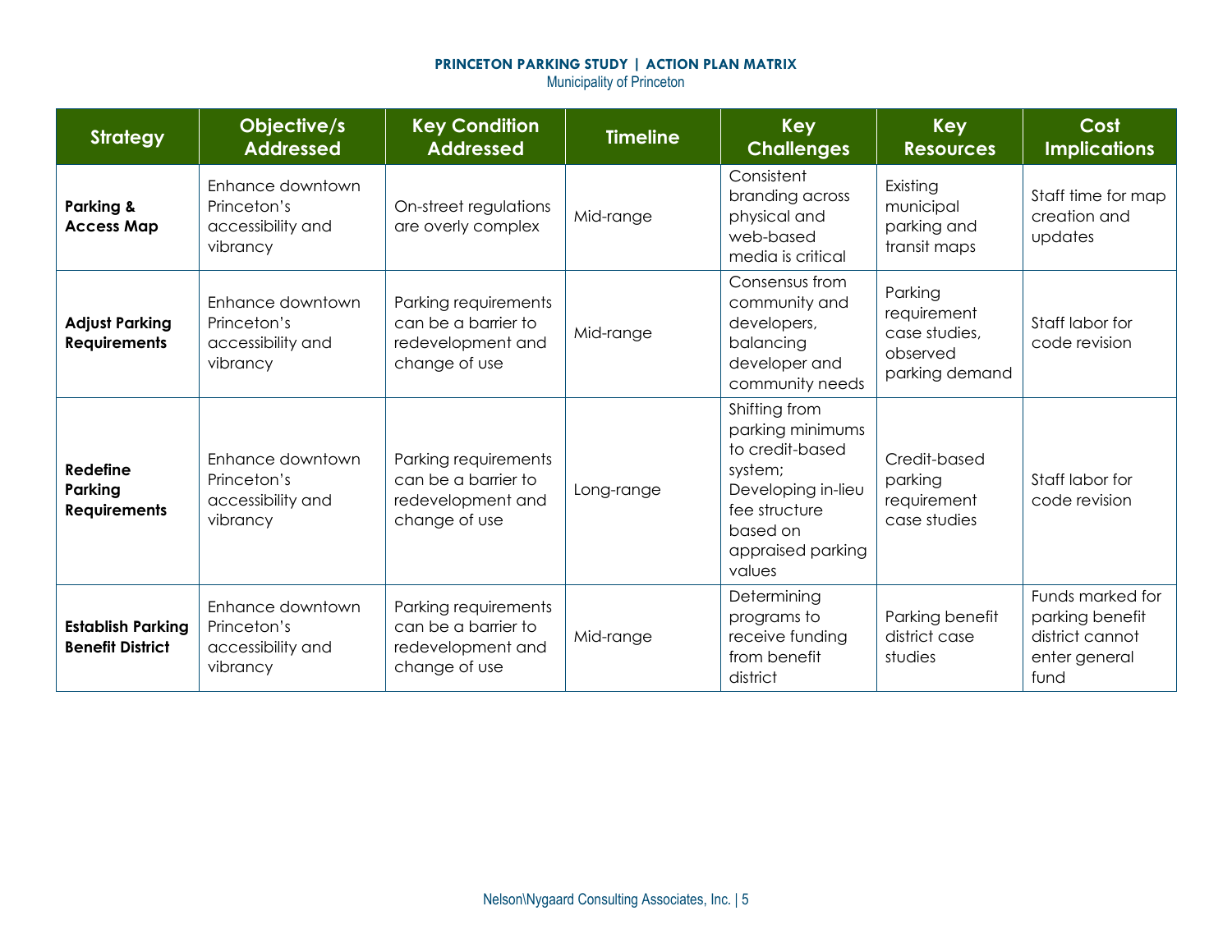**PRINCETON PARKING STUDY | ACTION PLAN MATRIX**
Municipality of Princeton

| Strategy | Objective/s Addressed | Key Condition Addressed | Timeline | Key Challenges | Key Resources | Cost Implications |
|---|---|---|---|---|---|---|
| **Parking & Access Map** | Enhance downtown Princeton's accessibility and vibrancy | On-street regulations are overly complex | Mid-range | Consistent branding across physical and web-based media is critical | Existing municipal parking and transit maps | Staff time for map creation and updates |
| **Adjust Parking Requirements** | Enhance downtown Princeton's accessibility and vibrancy | Parking requirements can be a barrier to redevelopment and change of use | Mid-range | Consensus from community and developers, balancing developer and community needs | Parking requirement case studies, observed parking demand | Staff labor for code revision |
| **Redefine Parking Requirements** | Enhance downtown Princeton's accessibility and vibrancy | Parking requirements can be a barrier to redevelopment and change of use | Long-range | Shifting from parking minimums to credit-based system; Developing in-lieu fee structure based on appraised parking values | Credit-based parking requirement case studies | Staff labor for code revision |
| **Establish Parking Benefit District** | Enhance downtown Princeton's accessibility and vibrancy | Parking requirements can be a barrier to redevelopment and change of use | Mid-range | Determining programs to receive funding from benefit district | Parking benefit district case studies | Funds marked for parking benefit district cannot enter general fund |